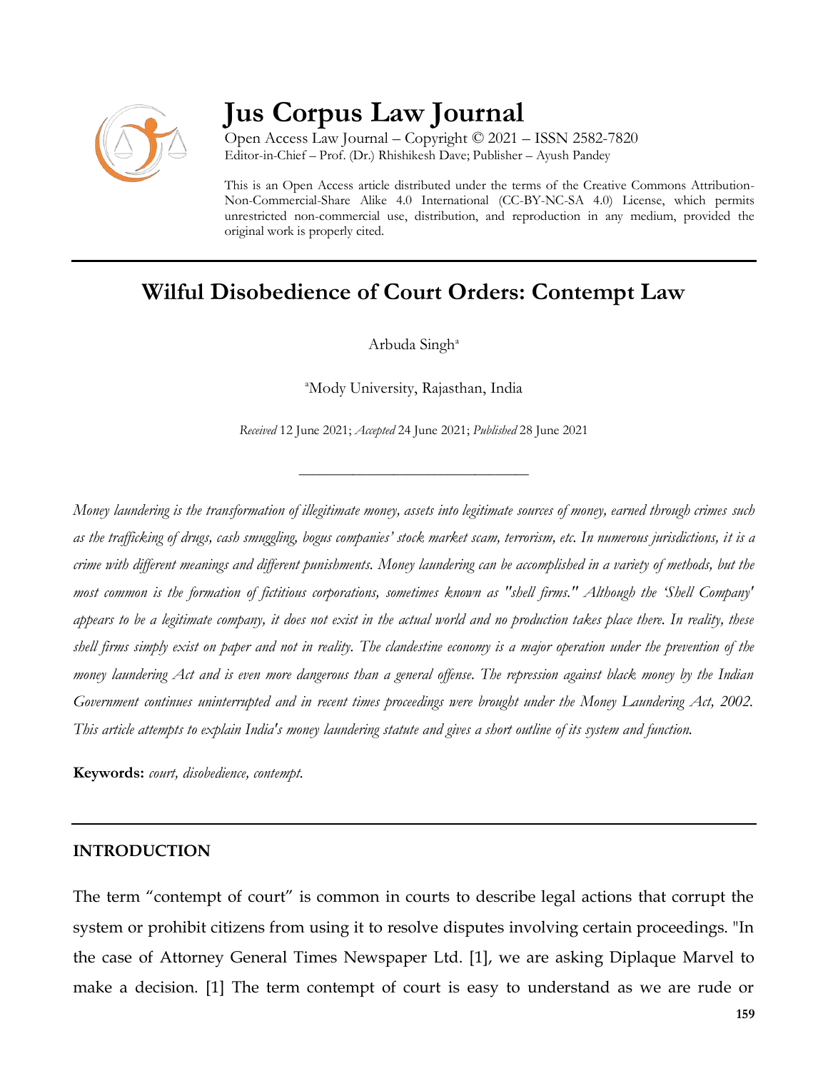# Jus Corpus Law Journal

Open Access Law Journal – Copyright © 2021 – ISSN 2582-7820
Editor-in-Chief – Prof. (Dr.) Rhishikesh Dave; Publisher – Ayush Pandey

This is an Open Access article distributed under the terms of the Creative Commons Attribution-Non-Commercial-Share Alike 4.0 International (CC-BY-NC-SA 4.0) License, which permits unrestricted non-commercial use, distribution, and reproduction in any medium, provided the original work is properly cited.

## Wilful Disobedience of Court Orders: Contempt Law

Arbuda Singh[a]

[a]Mody University, Rajasthan, India

*Received* 12 June 2021; *Accepted* 24 June 2021; *Published* 28 June 2021

---

*Money laundering is the transformation of illegitimate money, assets into legitimate sources of money, earned through crimes such as the trafficking of drugs, cash smuggling, bogus companies' stock market scam, terrorism, etc. In numerous jurisdictions, it is a crime with different meanings and different punishments. Money laundering can be accomplished in a variety of methods, but the most common is the formation of fictitious corporations, sometimes known as "shell firms." Although the 'Shell Company' appears to be a legitimate company, it does not exist in the actual world and no production takes place there. In reality, these shell firms simply exist on paper and not in reality. The clandestine economy is a major operation under the prevention of the money laundering Act and is even more dangerous than a general offense. The repression against black money by the Indian Government continues uninterrupted and in recent times proceedings were brought under the Money Laundering Act, 2002. This article attempts to explain India's money laundering statute and gives a short outline of its system and function.*

**Keywords:** *court, disobedience, contempt.*

## INTRODUCTION

The term "contempt of court" is common in courts to describe legal actions that corrupt the system or prohibit citizens from using it to resolve disputes involving certain proceedings. "In the case of Attorney General Times Newspaper Ltd. [1], we are asking Diplaque Marvel to make a decision. [1] The term contempt of court is easy to understand as we are rude or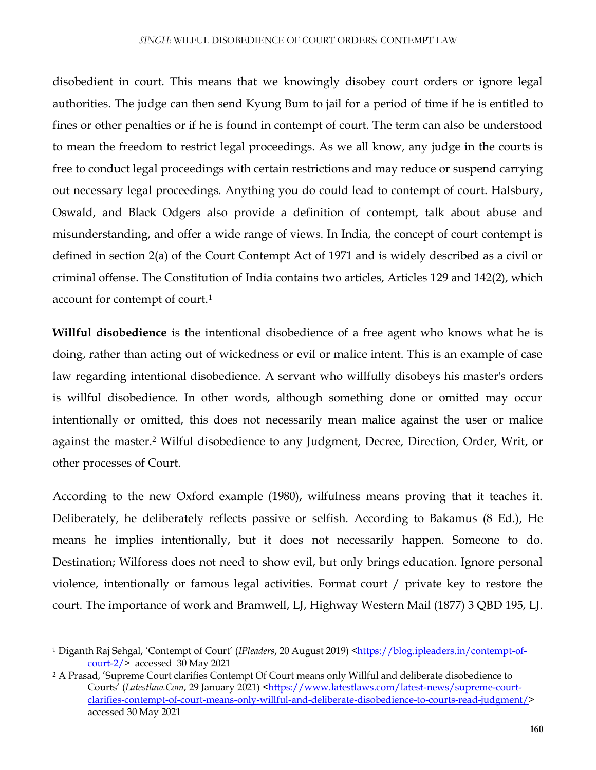disobedient in court. This means that we knowingly disobey court orders or ignore legal authorities. The judge can then send Kyung Bum to jail for a period of time if he is entitled to fines or other penalties or if he is found in contempt of court. The term can also be understood to mean the freedom to restrict legal proceedings. As we all know, any judge in the courts is free to conduct legal proceedings with certain restrictions and may reduce or suspend carrying out necessary legal proceedings. Anything you do could lead to contempt of court. Halsbury, Oswald, and Black Odgers also provide a definition of contempt, talk about abuse and misunderstanding, and offer a wide range of views. In India, the concept of court contempt is defined in section 2(a) of the Court Contempt Act of 1971 and is widely described as a civil or criminal offense. The Constitution of India contains two articles, Articles 129 and 142(2), which account for contempt of court.[1]

**Willful disobedience** is the intentional disobedience of a free agent who knows what he is doing, rather than acting out of wickedness or evil or malice intent. This is an example of case law regarding intentional disobedience. A servant who willfully disobeys his master's orders is willful disobedience. In other words, although something done or omitted may occur intentionally or omitted, this does not necessarily mean malice against the user or malice against the master.[2] Wilful disobedience to any Judgment, Decree, Direction, Order, Writ, or other processes of Court.

According to the new Oxford example (1980), wilfulness means proving that it teaches it. Deliberately, he deliberately reflects passive or selfish. According to Bakamus (8 Ed.), He means he implies intentionally, but it does not necessarily happen. Someone to do. Destination; Wilforess does not need to show evil, but only brings education. Ignore personal violence, intentionally or famous legal activities. Format court / private key to restore the court. The importance of work and Bramwell, LJ, Highway Western Mail (1877) 3 QBD 195, LJ.

---

[1] Diganth Raj Sehgal, 'Contempt of Court' (*IPleaders*, 20 August 2019) <https://blog.ipleaders.in/contempt-of-court-2/> accessed 30 May 2021

[2] A Prasad, 'Supreme Court clarifies Contempt Of Court means only Willful and deliberate disobedience to Courts' (*Latestlaw.Com*, 29 January 2021) <https://www.latestlaws.com/latest-news/supreme-court-clarifies-contempt-of-court-means-only-willful-and-deliberate-disobedience-to-courts-read-judgment/> accessed 30 May 2021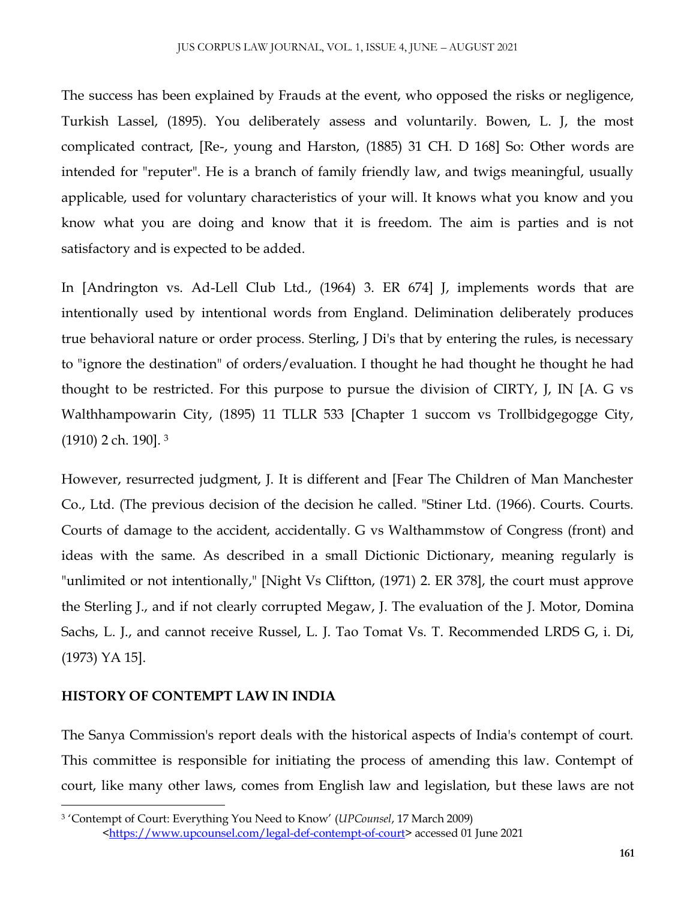The success has been explained by Frauds at the event, who opposed the risks or negligence, Turkish Lassel, (1895). You deliberately assess and voluntarily. Bowen, L. J, the most complicated contract, [Re-, young and Harston, (1885) 31 CH. D 168] So: Other words are intended for "reputer". He is a branch of family friendly law, and twigs meaningful, usually applicable, used for voluntary characteristics of your will. It knows what you know and you know what you are doing and know that it is freedom. The aim is parties and is not satisfactory and is expected to be added.

In [Andrington vs. Ad-Lell Club Ltd., (1964) 3. ER 674] J, implements words that are intentionally used by intentional words from England. Delimination deliberately produces true behavioral nature or order process. Sterling, J Di's that by entering the rules, is necessary to "ignore the destination" of orders/evaluation. I thought he had thought he thought he had thought to be restricted. For this purpose to pursue the division of CIRTY, J, IN [A. G vs Walthhampowarin City, (1895) 11 TLLR 533 [Chapter 1 succom vs Trollbidgegogge City, (1910) 2 ch. 190]. [3]

However, resurrected judgment, J. It is different and [Fear The Children of Man Manchester Co., Ltd. (The previous decision of the decision he called. "Stiner Ltd. (1966). Courts. Courts. Courts of damage to the accident, accidentally. G vs Walthammstow of Congress (front) and ideas with the same. As described in a small Dictionic Dictionary, meaning regularly is "unlimited or not intentionally," [Night Vs Cliftton, (1971) 2. ER 378], the court must approve the Sterling J., and if not clearly corrupted Megaw, J. The evaluation of the J. Motor, Domina Sachs, L. J., and cannot receive Russel, L. J. Tao Tomat Vs. T. Recommended LRDS G, i. Di, (1973) YA 15].

## HISTORY OF CONTEMPT LAW IN INDIA

The Sanya Commission's report deals with the historical aspects of India's contempt of court. This committee is responsible for initiating the process of amending this law. Contempt of court, like many other laws, comes from English law and legislation, but these laws are not

---

[3] 'Contempt of Court: Everything You Need to Know' (*UPCounsel*, 17 March 2009) <https://www.upcounsel.com/legal-def-contempt-of-court> accessed 01 June 2021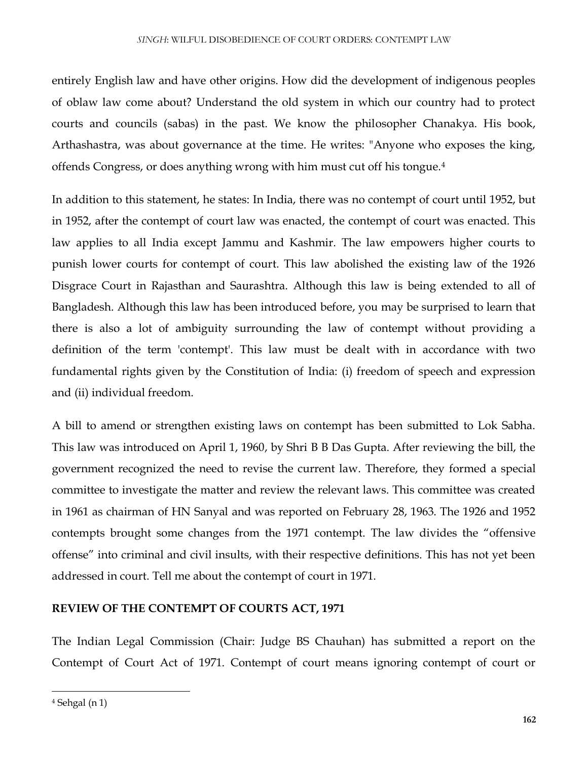entirely English law and have other origins. How did the development of indigenous peoples of oblaw law come about? Understand the old system in which our country had to protect courts and councils (sabas) in the past. We know the philosopher Chanakya. His book, Arthashastra, was about governance at the time. He writes: "Anyone who exposes the king, offends Congress, or does anything wrong with him must cut off his tongue.[4]

In addition to this statement, he states: In India, there was no contempt of court until 1952, but in 1952, after the contempt of court law was enacted, the contempt of court was enacted. This law applies to all India except Jammu and Kashmir. The law empowers higher courts to punish lower courts for contempt of court. This law abolished the existing law of the 1926 Disgrace Court in Rajasthan and Saurashtra. Although this law is being extended to all of Bangladesh. Although this law has been introduced before, you may be surprised to learn that there is also a lot of ambiguity surrounding the law of contempt without providing a definition of the term 'contempt'. This law must be dealt with in accordance with two fundamental rights given by the Constitution of India: (i) freedom of speech and expression and (ii) individual freedom.

A bill to amend or strengthen existing laws on contempt has been submitted to Lok Sabha. This law was introduced on April 1, 1960, by Shri B B Das Gupta. After reviewing the bill, the government recognized the need to revise the current law. Therefore, they formed a special committee to investigate the matter and review the relevant laws. This committee was created in 1961 as chairman of HN Sanyal and was reported on February 28, 1963. The 1926 and 1952 contempts brought some changes from the 1971 contempt. The law divides the "offensive offense" into criminal and civil insults, with their respective definitions. This has not yet been addressed in court. Tell me about the contempt of court in 1971.

## REVIEW OF THE CONTEMPT OF COURTS ACT, 1971

The Indian Legal Commission (Chair: Judge BS Chauhan) has submitted a report on the Contempt of Court Act of 1971. Contempt of court means ignoring contempt of court or

---

[4] Sehgal (n 1)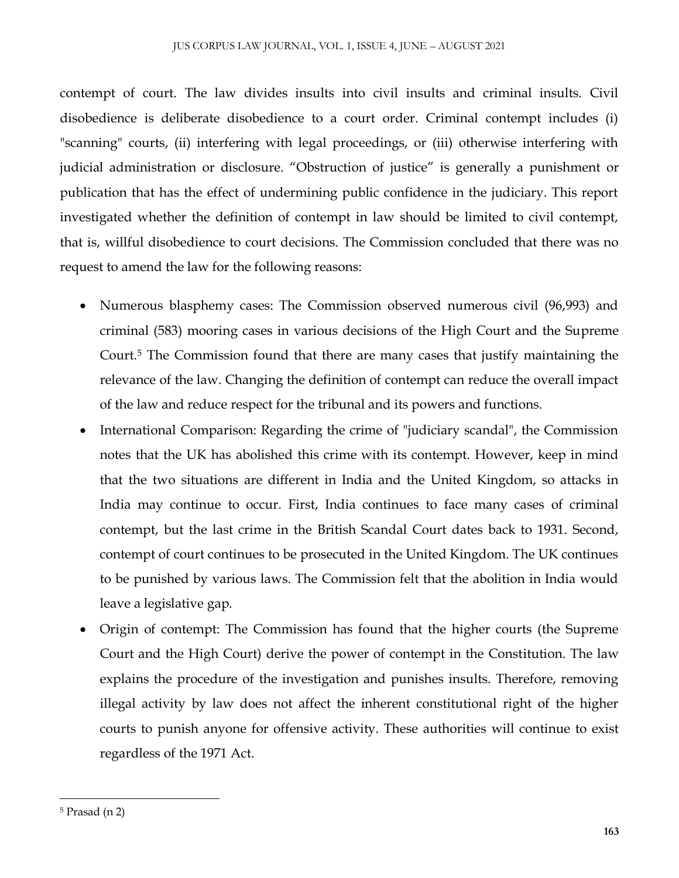contempt of court. The law divides insults into civil insults and criminal insults. Civil disobedience is deliberate disobedience to a court order. Criminal contempt includes (i) "scanning" courts, (ii) interfering with legal proceedings, or (iii) otherwise interfering with judicial administration or disclosure. “Obstruction of justice” is generally a punishment or publication that has the effect of undermining public confidence in the judiciary. This report investigated whether the definition of contempt in law should be limited to civil contempt, that is, willful disobedience to court decisions. The Commission concluded that there was no request to amend the law for the following reasons:

- Numerous blasphemy cases: The Commission observed numerous civil (96,993) and criminal (583) mooring cases in various decisions of the High Court and the Supreme Court.[5] The Commission found that there are many cases that justify maintaining the relevance of the law. Changing the definition of contempt can reduce the overall impact of the law and reduce respect for the tribunal and its powers and functions.
- International Comparison: Regarding the crime of "judiciary scandal", the Commission notes that the UK has abolished this crime with its contempt. However, keep in mind that the two situations are different in India and the United Kingdom, so attacks in India may continue to occur. First, India continues to face many cases of criminal contempt, but the last crime in the British Scandal Court dates back to 1931. Second, contempt of court continues to be prosecuted in the United Kingdom. The UK continues to be punished by various laws. The Commission felt that the abolition in India would leave a legislative gap.
- Origin of contempt: The Commission has found that the higher courts (the Supreme Court and the High Court) derive the power of contempt in the Constitution. The law explains the procedure of the investigation and punishes insults. Therefore, removing illegal activity by law does not affect the inherent constitutional right of the higher courts to punish anyone for offensive activity. These authorities will continue to exist regardless of the 1971 Act.

---

[5] Prasad (n 2)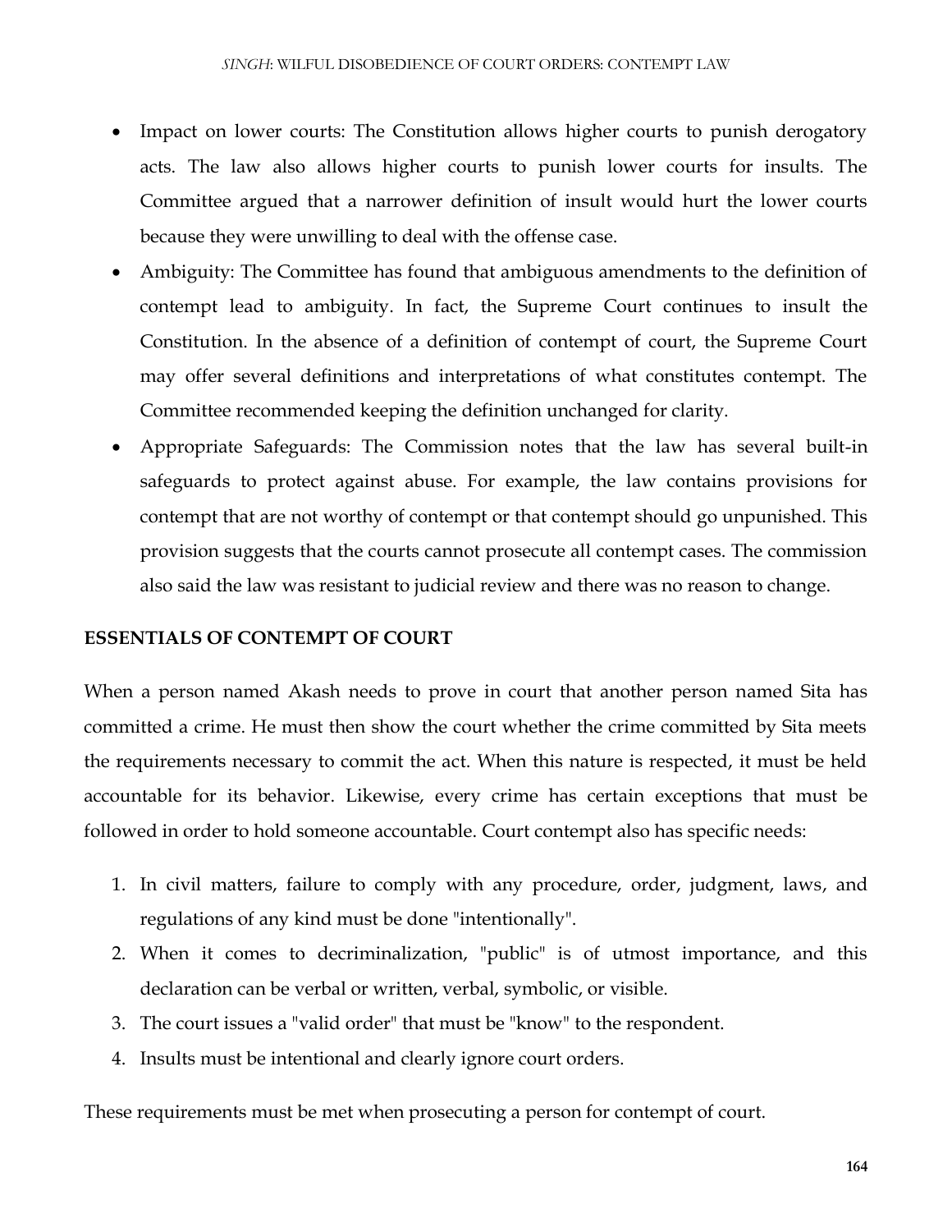- Impact on lower courts: The Constitution allows higher courts to punish derogatory acts. The law also allows higher courts to punish lower courts for insults. The Committee argued that a narrower definition of insult would hurt the lower courts because they were unwilling to deal with the offense case.
- Ambiguity: The Committee has found that ambiguous amendments to the definition of contempt lead to ambiguity. In fact, the Supreme Court continues to insult the Constitution. In the absence of a definition of contempt of court, the Supreme Court may offer several definitions and interpretations of what constitutes contempt. The Committee recommended keeping the definition unchanged for clarity.
- Appropriate Safeguards: The Commission notes that the law has several built-in safeguards to protect against abuse. For example, the law contains provisions for contempt that are not worthy of contempt or that contempt should go unpunished. This provision suggests that the courts cannot prosecute all contempt cases. The commission also said the law was resistant to judicial review and there was no reason to change.

## ESSENTIALS OF CONTEMPT OF COURT

When a person named Akash needs to prove in court that another person named Sita has committed a crime. He must then show the court whether the crime committed by Sita meets the requirements necessary to commit the act. When this nature is respected, it must be held accountable for its behavior. Likewise, every crime has certain exceptions that must be followed in order to hold someone accountable. Court contempt also has specific needs:

1. In civil matters, failure to comply with any procedure, order, judgment, laws, and regulations of any kind must be done "intentionally".
2. When it comes to decriminalization, "public" is of utmost importance, and this declaration can be verbal or written, verbal, symbolic, or visible.
3. The court issues a "valid order" that must be "know" to the respondent.
4. Insults must be intentional and clearly ignore court orders.

These requirements must be met when prosecuting a person for contempt of court.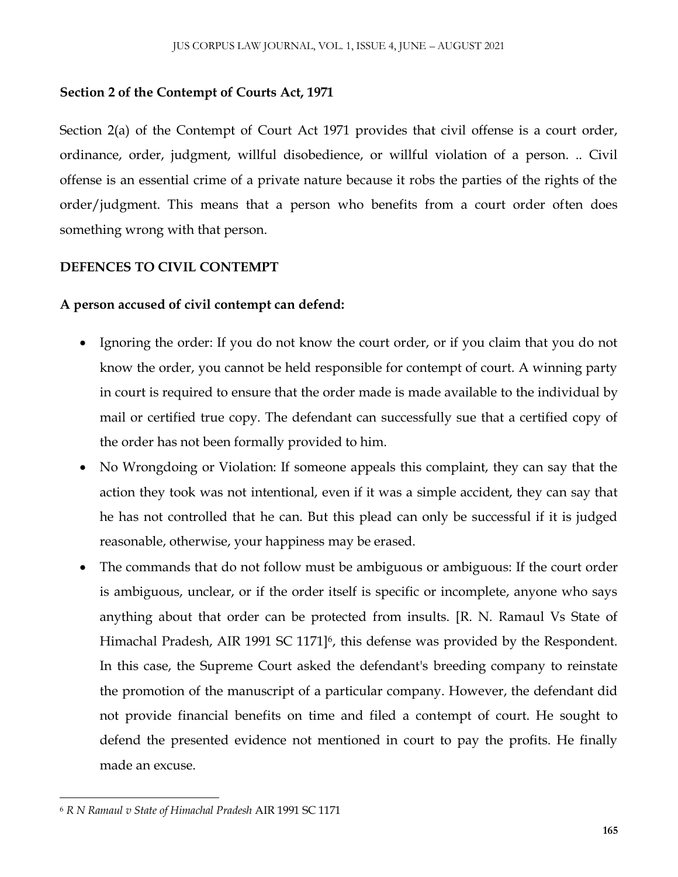**Section 2 of the Contempt of Courts Act, 1971**

Section 2(a) of the Contempt of Court Act 1971 provides that civil offense is a court order, ordinance, order, judgment, willful disobedience, or willful violation of a person. .. Civil offense is an essential crime of a private nature because it robs the parties of the rights of the order/judgment. This means that a person who benefits from a court order often does something wrong with that person.

**DEFENCES TO CIVIL CONTEMPT**

**A person accused of civil contempt can defend:**

- Ignoring the order: If you do not know the court order, or if you claim that you do not know the order, you cannot be held responsible for contempt of court. A winning party in court is required to ensure that the order made is made available to the individual by mail or certified true copy. The defendant can successfully sue that a certified copy of the order has not been formally provided to him.
- No Wrongdoing or Violation: If someone appeals this complaint, they can say that the action they took was not intentional, even if it was a simple accident, they can say that he has not controlled that he can. But this plead can only be successful if it is judged reasonable, otherwise, your happiness may be erased.
- The commands that do not follow must be ambiguous or ambiguous: If the court order is ambiguous, unclear, or if the order itself is specific or incomplete, anyone who says anything about that order can be protected from insults. [R. N. Ramaul Vs State of Himachal Pradesh, AIR 1991 SC 1171][6], this defense was provided by the Respondent. In this case, the Supreme Court asked the defendant's breeding company to reinstate the promotion of the manuscript of a particular company. However, the defendant did not provide financial benefits on time and filed a contempt of court. He sought to defend the presented evidence not mentioned in court to pay the profits. He finally made an excuse.

[6] *R N Ramaul v State of Himachal Pradesh* AIR 1991 SC 1171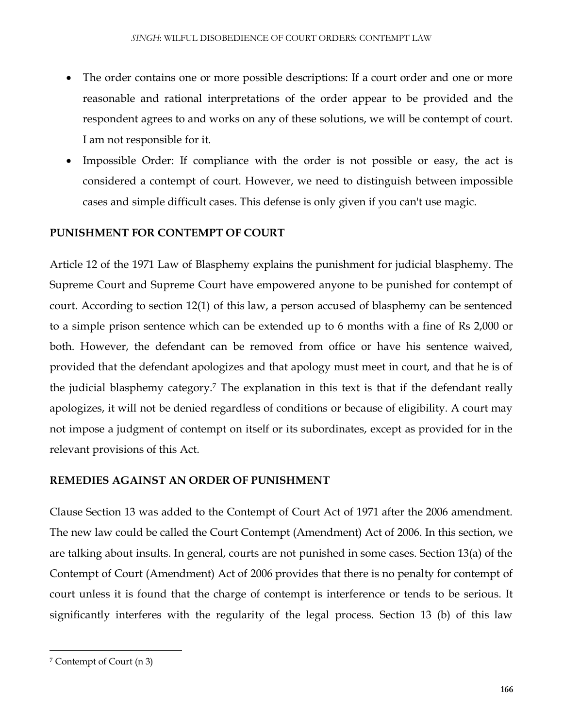- The order contains one or more possible descriptions: If a court order and one or more reasonable and rational interpretations of the order appear to be provided and the respondent agrees to and works on any of these solutions, we will be contempt of court. I am not responsible for it.
- Impossible Order: If compliance with the order is not possible or easy, the act is considered a contempt of court. However, we need to distinguish between impossible cases and simple difficult cases. This defense is only given if you can't use magic.

## PUNISHMENT FOR CONTEMPT OF COURT

Article 12 of the 1971 Law of Blasphemy explains the punishment for judicial blasphemy. The Supreme Court and Supreme Court have empowered anyone to be punished for contempt of court. According to section 12(1) of this law, a person accused of blasphemy can be sentenced to a simple prison sentence which can be extended up to 6 months with a fine of Rs 2,000 or both. However, the defendant can be removed from office or have his sentence waived, provided that the defendant apologizes and that apology must meet in court, and that he is of the judicial blasphemy category.[7] The explanation in this text is that if the defendant really apologizes, it will not be denied regardless of conditions or because of eligibility. A court may not impose a judgment of contempt on itself or its subordinates, except as provided for in the relevant provisions of this Act.

## REMEDIES AGAINST AN ORDER OF PUNISHMENT

Clause Section 13 was added to the Contempt of Court Act of 1971 after the 2006 amendment. The new law could be called the Court Contempt (Amendment) Act of 2006. In this section, we are talking about insults. In general, courts are not punished in some cases. Section 13(a) of the Contempt of Court (Amendment) Act of 2006 provides that there is no penalty for contempt of court unless it is found that the charge of contempt is interference or tends to be serious. It significantly interferes with the regularity of the legal process. Section 13 (b) of this law

[7] Contempt of Court (n 3)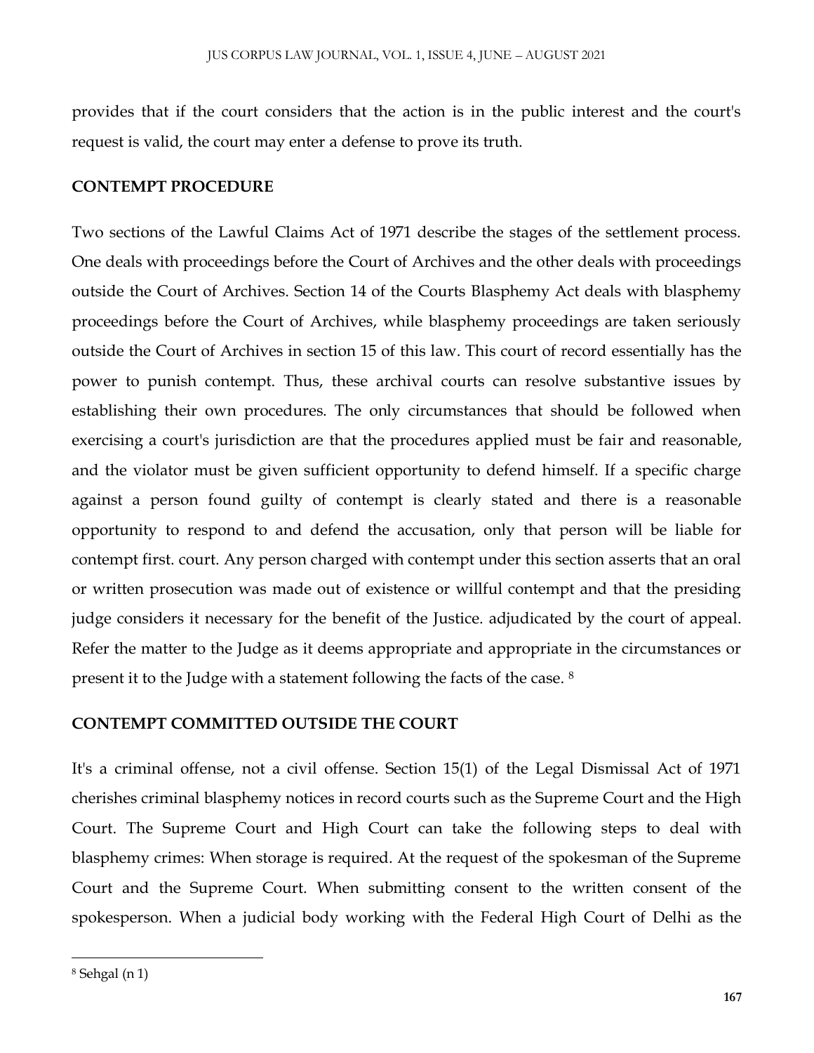provides that if the court considers that the action is in the public interest and the court's request is valid, the court may enter a defense to prove its truth.

## CONTEMPT PROCEDURE

Two sections of the Lawful Claims Act of 1971 describe the stages of the settlement process. One deals with proceedings before the Court of Archives and the other deals with proceedings outside the Court of Archives. Section 14 of the Courts Blasphemy Act deals with blasphemy proceedings before the Court of Archives, while blasphemy proceedings are taken seriously outside the Court of Archives in section 15 of this law. This court of record essentially has the power to punish contempt. Thus, these archival courts can resolve substantive issues by establishing their own procedures. The only circumstances that should be followed when exercising a court's jurisdiction are that the procedures applied must be fair and reasonable, and the violator must be given sufficient opportunity to defend himself. If a specific charge against a person found guilty of contempt is clearly stated and there is a reasonable opportunity to respond to and defend the accusation, only that person will be liable for contempt first. court. Any person charged with contempt under this section asserts that an oral or written prosecution was made out of existence or willful contempt and that the presiding judge considers it necessary for the benefit of the Justice. adjudicated by the court of appeal. Refer the matter to the Judge as it deems appropriate and appropriate in the circumstances or present it to the Judge with a statement following the facts of the case. [8]

## CONTEMPT COMMITTED OUTSIDE THE COURT

It's a criminal offense, not a civil offense. Section 15(1) of the Legal Dismissal Act of 1971 cherishes criminal blasphemy notices in record courts such as the Supreme Court and the High Court. The Supreme Court and High Court can take the following steps to deal with blasphemy crimes: When storage is required. At the request of the spokesman of the Supreme Court and the Supreme Court. When submitting consent to the written consent of the spokesperson. When a judicial body working with the Federal High Court of Delhi as the

[8] Sehgal (n 1)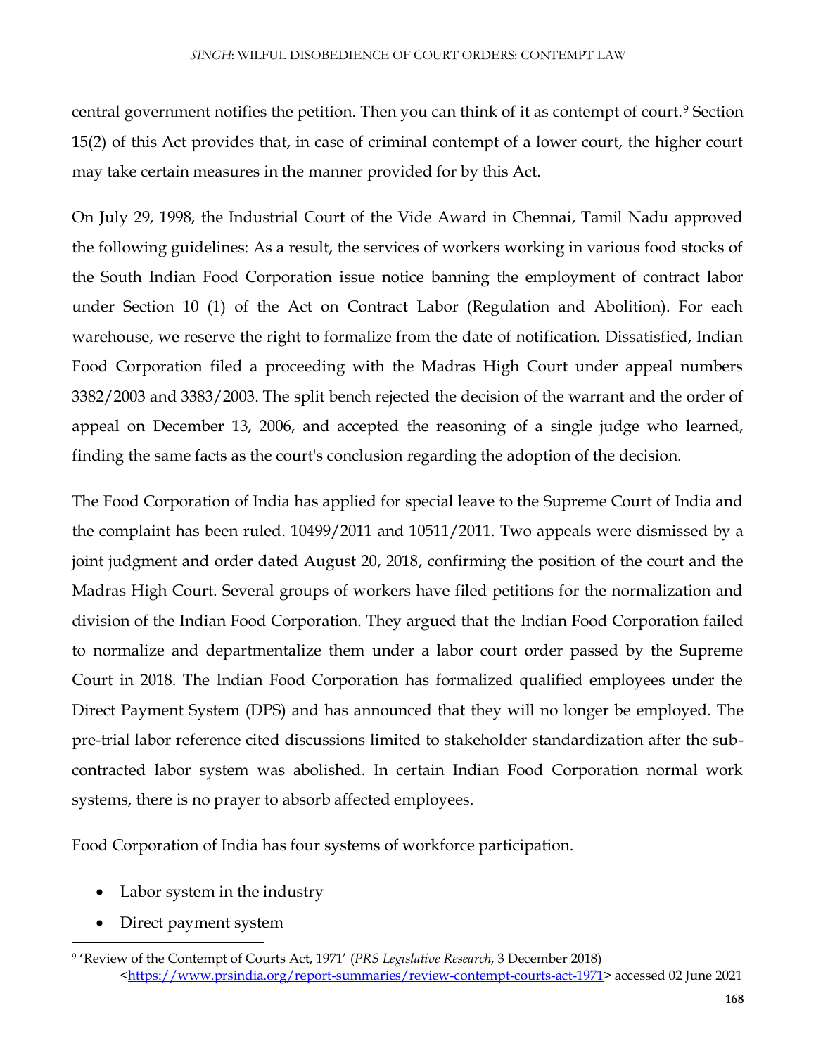central government notifies the petition. Then you can think of it as contempt of court.[9] Section 15(2) of this Act provides that, in case of criminal contempt of a lower court, the higher court may take certain measures in the manner provided for by this Act.

On July 29, 1998, the Industrial Court of the Vide Award in Chennai, Tamil Nadu approved the following guidelines: As a result, the services of workers working in various food stocks of the South Indian Food Corporation issue notice banning the employment of contract labor under Section 10 (1) of the Act on Contract Labor (Regulation and Abolition). For each warehouse, we reserve the right to formalize from the date of notification. Dissatisfied, Indian Food Corporation filed a proceeding with the Madras High Court under appeal numbers 3382/2003 and 3383/2003. The split bench rejected the decision of the warrant and the order of appeal on December 13, 2006, and accepted the reasoning of a single judge who learned, finding the same facts as the court's conclusion regarding the adoption of the decision.

The Food Corporation of India has applied for special leave to the Supreme Court of India and the complaint has been ruled. 10499/2011 and 10511/2011. Two appeals were dismissed by a joint judgment and order dated August 20, 2018, confirming the position of the court and the Madras High Court. Several groups of workers have filed petitions for the normalization and division of the Indian Food Corporation. They argued that the Indian Food Corporation failed to normalize and departmentalize them under a labor court order passed by the Supreme Court in 2018. The Indian Food Corporation has formalized qualified employees under the Direct Payment System (DPS) and has announced that they will no longer be employed. The pre-trial labor reference cited discussions limited to stakeholder standardization after the sub-contracted labor system was abolished. In certain Indian Food Corporation normal work systems, there is no prayer to absorb affected employees.

Food Corporation of India has four systems of workforce participation.

- Labor system in the industry
- Direct payment system

[9] 'Review of the Contempt of Courts Act, 1971' (*PRS Legislative Research*, 3 December 2018) <https://www.prsindia.org/report-summaries/review-contempt-courts-act-1971> accessed 02 June 2021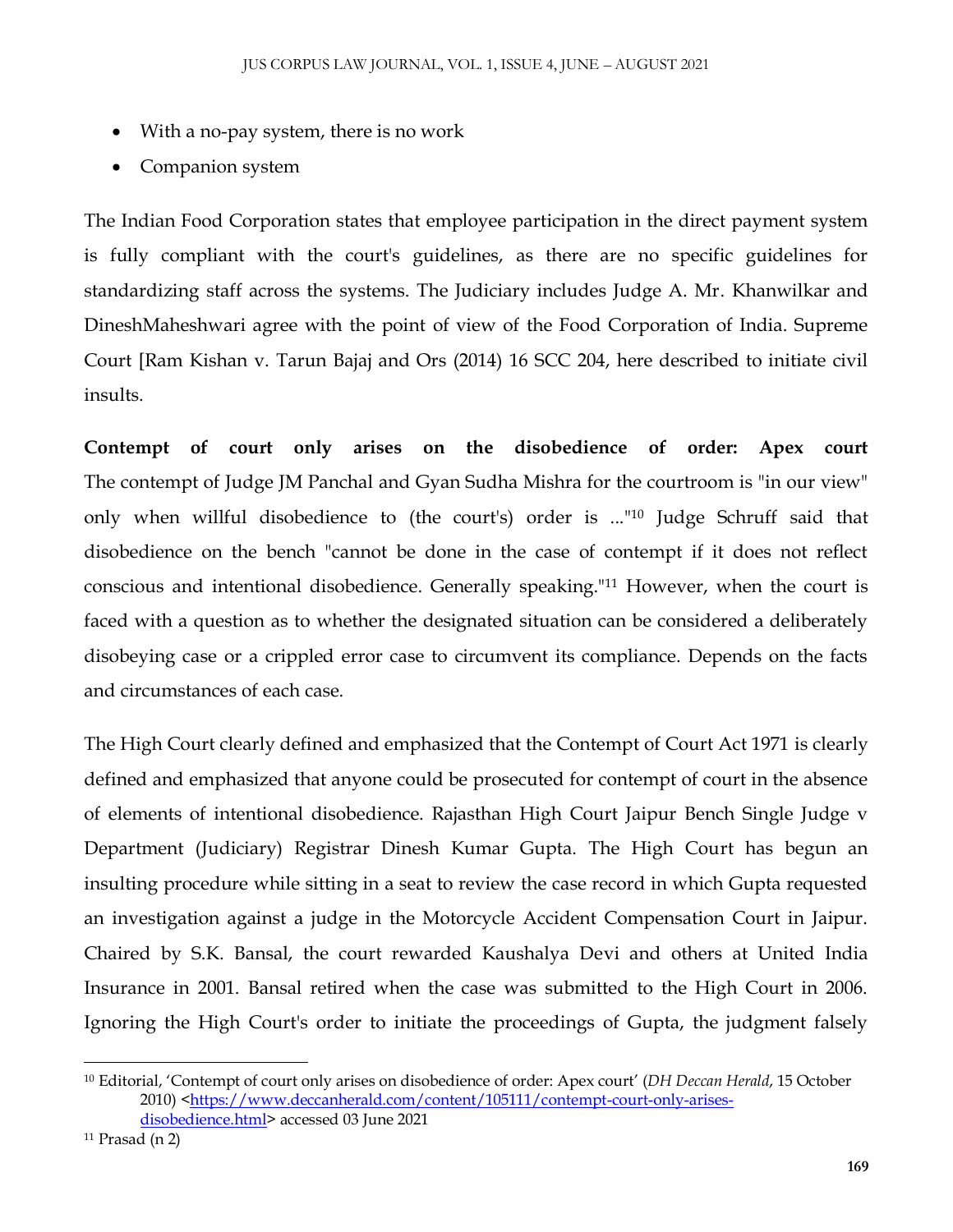- With a no-pay system, there is no work
- Companion system

The Indian Food Corporation states that employee participation in the direct payment system is fully compliant with the court's guidelines, as there are no specific guidelines for standardizing staff across the systems. The Judiciary includes Judge A. Mr. Khanwilkar and DineshMaheshwari agree with the point of view of the Food Corporation of India. Supreme Court [Ram Kishan v. Tarun Bajaj and Ors (2014) 16 SCC 204, here described to initiate civil insults.

**Contempt of court only arises on the disobedience of order: Apex court** The contempt of Judge JM Panchal and Gyan Sudha Mishra for the courtroom is "in our view" only when willful disobedience to (the court's) order is ..."[10] Judge Schruff said that disobedience on the bench "cannot be done in the case of contempt if it does not reflect conscious and intentional disobedience. Generally speaking."[11] However, when the court is faced with a question as to whether the designated situation can be considered a deliberately disobeying case or a crippled error case to circumvent its compliance. Depends on the facts and circumstances of each case.

The High Court clearly defined and emphasized that the Contempt of Court Act 1971 is clearly defined and emphasized that anyone could be prosecuted for contempt of court in the absence of elements of intentional disobedience. Rajasthan High Court Jaipur Bench Single Judge v Department (Judiciary) Registrar Dinesh Kumar Gupta. The High Court has begun an insulting procedure while sitting in a seat to review the case record in which Gupta requested an investigation against a judge in the Motorcycle Accident Compensation Court in Jaipur. Chaired by S.K. Bansal, the court rewarded Kaushalya Devi and others at United India Insurance in 2001. Bansal retired when the case was submitted to the High Court in 2006. Ignoring the High Court's order to initiate the proceedings of Gupta, the judgment falsely

---

[10] Editorial, 'Contempt of court only arises on disobedience of order: Apex court' (*DH Deccan Herald*, 15 October 2010) <https://www.deccanherald.com/content/105111/contempt-court-only-arises-disobedience.html> accessed 03 June 2021

[11] Prasad (n 2)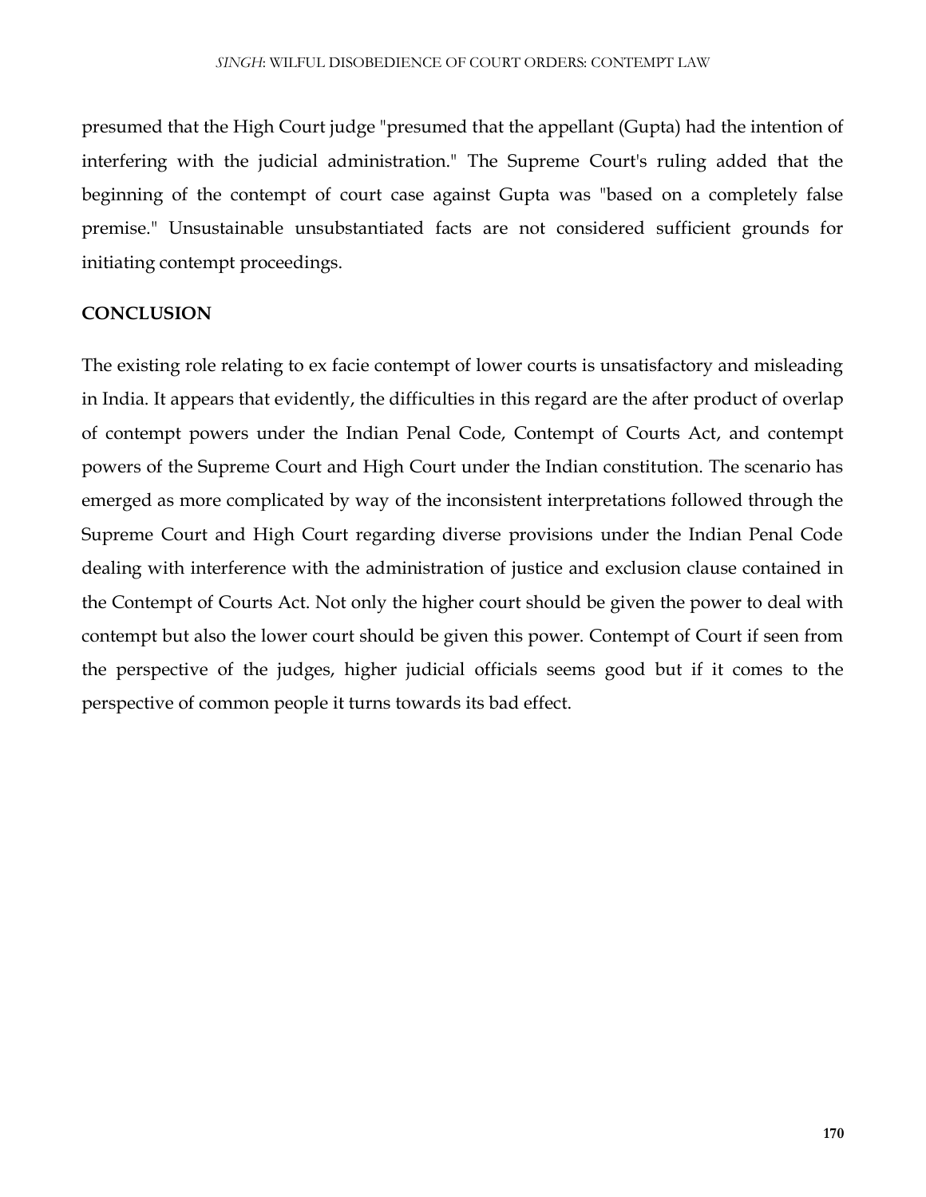presumed that the High Court judge "presumed that the appellant (Gupta) had the intention of interfering with the judicial administration." The Supreme Court's ruling added that the beginning of the contempt of court case against Gupta was "based on a completely false premise." Unsustainable unsubstantiated facts are not considered sufficient grounds for initiating contempt proceedings.

## CONCLUSION

The existing role relating to ex facie contempt of lower courts is unsatisfactory and misleading in India. It appears that evidently, the difficulties in this regard are the after product of overlap of contempt powers under the Indian Penal Code, Contempt of Courts Act, and contempt powers of the Supreme Court and High Court under the Indian constitution. The scenario has emerged as more complicated by way of the inconsistent interpretations followed through the Supreme Court and High Court regarding diverse provisions under the Indian Penal Code dealing with interference with the administration of justice and exclusion clause contained in the Contempt of Courts Act. Not only the higher court should be given the power to deal with contempt but also the lower court should be given this power. Contempt of Court if seen from the perspective of the judges, higher judicial officials seems good but if it comes to the perspective of common people it turns towards its bad effect.